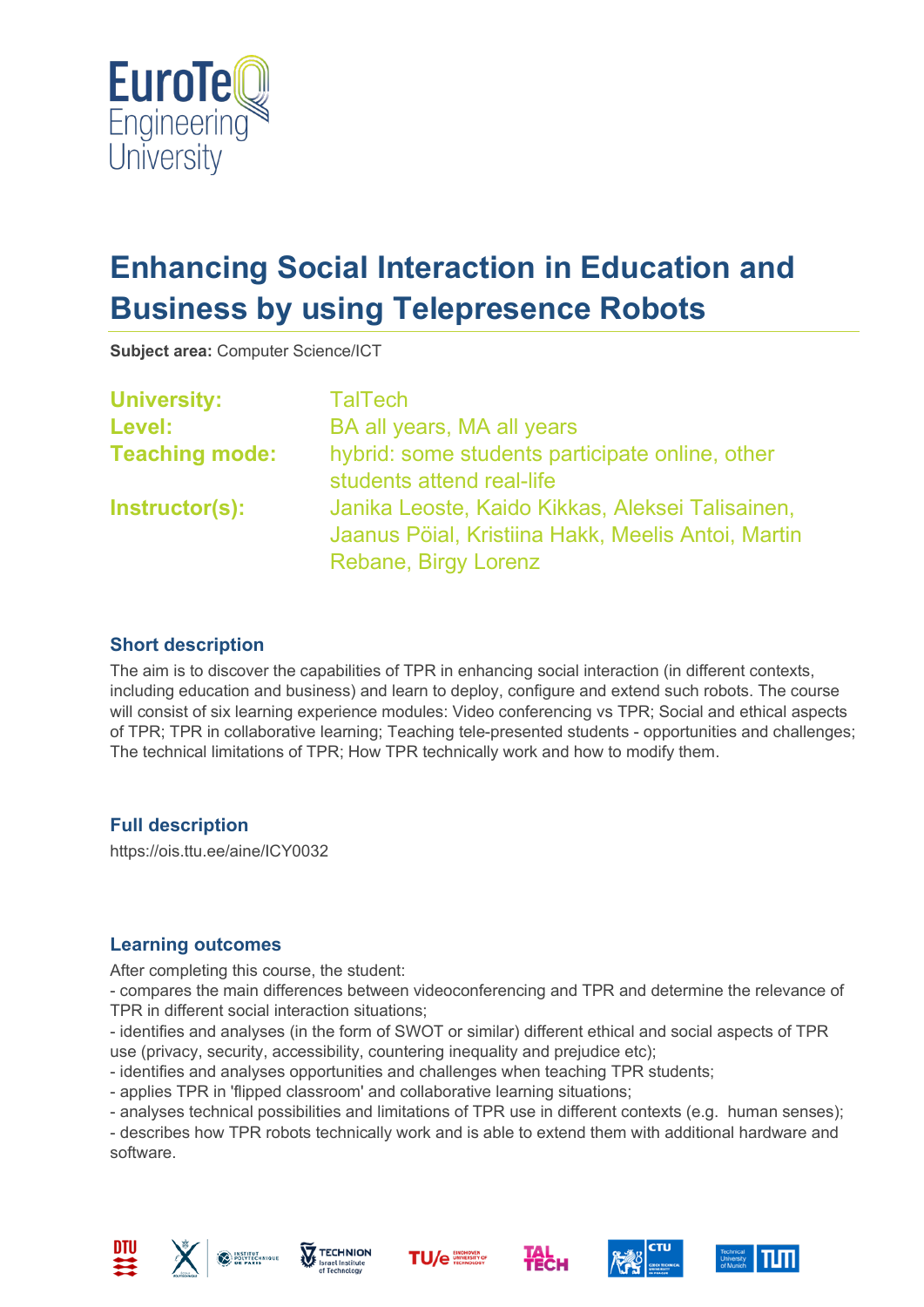# Enhancing Social Interaction in Education and Business by using Telepresence Robots

**Subject area:** Computer Science/ICT

| | |
|---|---|
| **University:** | TalTech |
| **Level:** | BA all years, MA all years |
| **Teaching mode:** | hybrid: some students participate online, other students attend real-life |
| **Instructor(s):** | Janika Leoste, Kaido Kikkas, Aleksei Talisainen, Jaanus Pöial, Kristiina Hakk, Meelis Antoi, Martin Rebane, Birgy Lorenz |

## Short description

The aim is to discover the capabilities of TPR in enhancing social interaction (in different contexts, including education and business) and learn to deploy, configure and extend such robots. The course will consist of six learning experience modules: Video conferencing vs TPR; Social and ethical aspects of TPR; TPR in collaborative learning; Teaching tele-presented students - opportunities and challenges; The technical limitations of TPR; How TPR technically work and how to modify them.

## Full description

https://ois.ttu.ee/aine/ICY0032

## Learning outcomes

After completing this course, the student:
- compares the main differences between videoconferencing and TPR and determine the relevance of TPR in different social interaction situations;
- identifies and analyses (in the form of SWOT or similar) different ethical and social aspects of TPR use (privacy, security, accessibility, countering inequality and prejudice etc);
- identifies and analyses opportunities and challenges when teaching TPR students;
- applies TPR in 'flipped classroom' and collaborative learning situations;
- analyses technical possibilities and limitations of TPR use in different contexts (e.g. human senses);
- describes how TPR robots technically work and is able to extend them with additional hardware and software.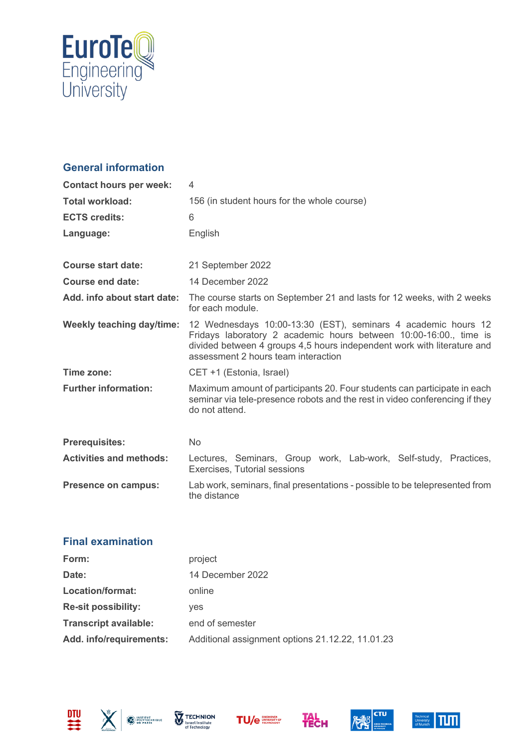## General information

| | |
|---|---|
| **Contact hours per week:** | 4 |
| **Total workload:** | 156 (in student hours for the whole course) |
| **ECTS credits:** | 6 |
| **Language:** | English |
| **Course start date:** | 21 September 2022 |
| **Course end date:** | 14 December 2022 |
| **Add. info about start date:** | The course starts on September 21 and lasts for 12 weeks, with 2 weeks for each module. |
| **Weekly teaching day/time:** | 12 Wednesdays 10:00-13:30 (EST), seminars 4 academic hours 12 Fridays laboratory 2 academic hours between 10:00-16:00., time is divided between 4 groups 4,5 hours independent work with literature and assessment 2 hours team interaction |
| **Time zone:** | CET +1 (Estonia, Israel) |
| **Further information:** | Maximum amount of participants 20. Four students can participate in each seminar via tele-presence robots and the rest in video conferencing if they do not attend. |
| **Prerequisites:** | No |
| **Activities and methods:** | Lectures, Seminars, Group work, Lab-work, Self-study, Practices, Exercises, Tutorial sessions |
| **Presence on campus:** | Lab work, seminars, final presentations - possible to be telepresented from the distance |

## Final examination

| | |
|---|---|
| **Form:** | project |
| **Date:** | 14 December 2022 |
| **Location/format:** | online |
| **Re-sit possibility:** | yes |
| **Transcript available:** | end of semester |
| **Add. info/requirements:** | Additional assignment options 21.12.22, 11.01.23 |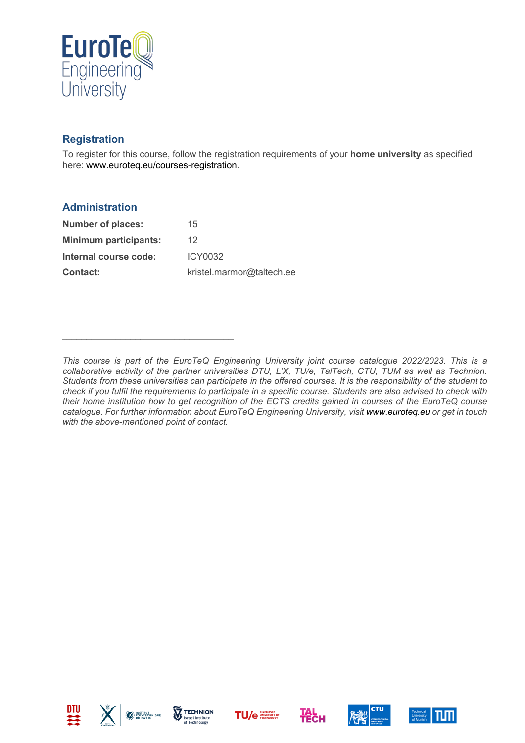## Registration

To register for this course, follow the registration requirements of your **home university** as specified here: www.euroteq.eu/courses-registration.

## Administration

| | |
|---|---|
| **Number of places:** | 15 |
| **Minimum participants:** | 12 |
| **Internal course code:** | ICY0032 |
| **Contact:** | kristel.marmor@taltech.ee |

---

*This course is part of the EuroTeQ Engineering University joint course catalogue 2022/2023. This is a collaborative activity of the partner universities DTU, L'X, TU/e, TalTech, CTU, TUM as well as Technion. Students from these universities can participate in the offered courses. It is the responsibility of the student to check if you fulfil the requirements to participate in a specific course. Students are also advised to check with their home institution how to get recognition of the ECTS credits gained in courses of the EuroTeQ course catalogue. For further information about EuroTeQ Engineering University, visit www.euroteq.eu or get in touch with the above-mentioned point of contact.*